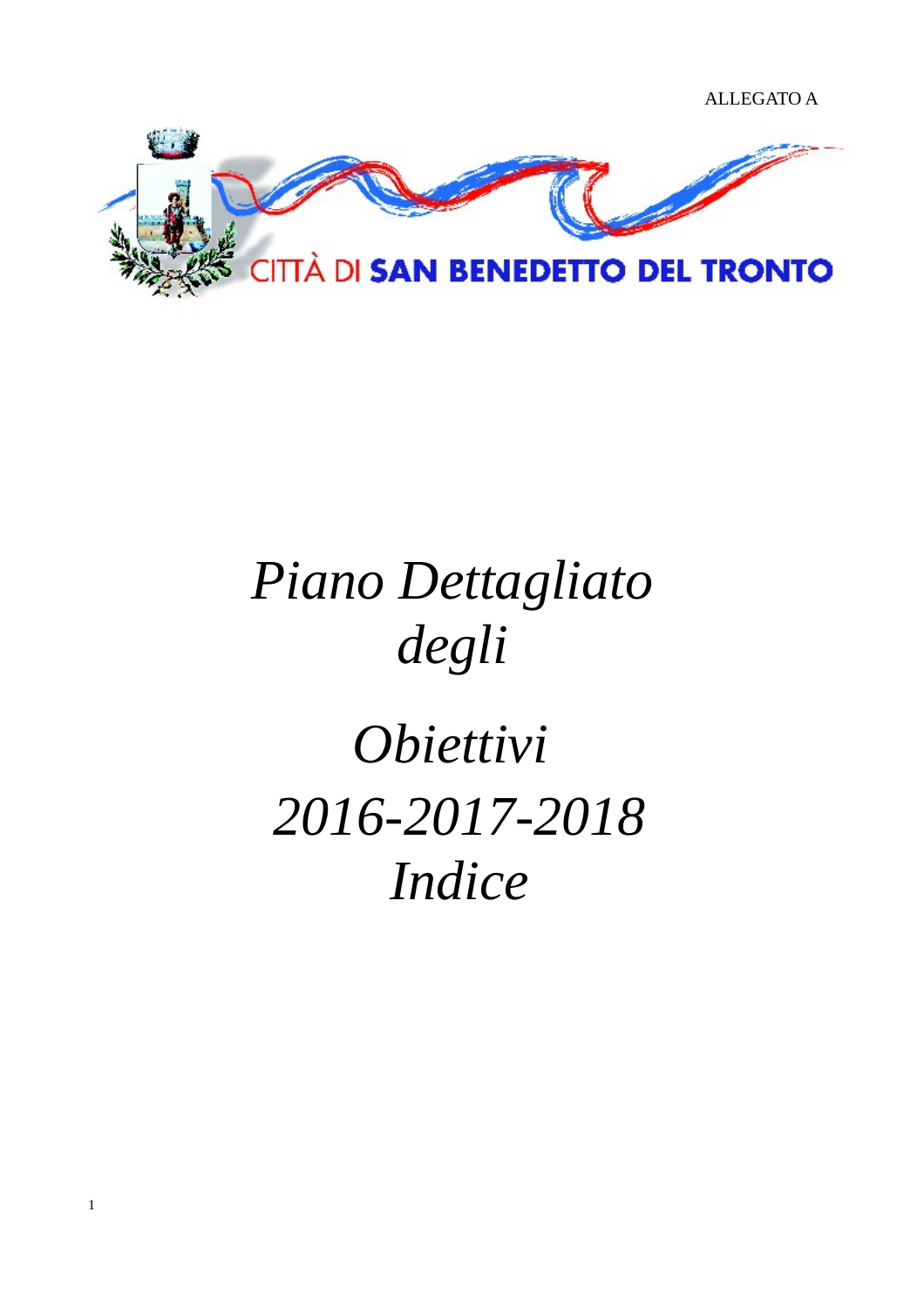ALLEGATO A

CITTÀ DI SAN BENEDETTO DEL TRONTO

# *Piano Dettagliato degli*

# *Obiettivi 2016-2017-2018*

# *Indice*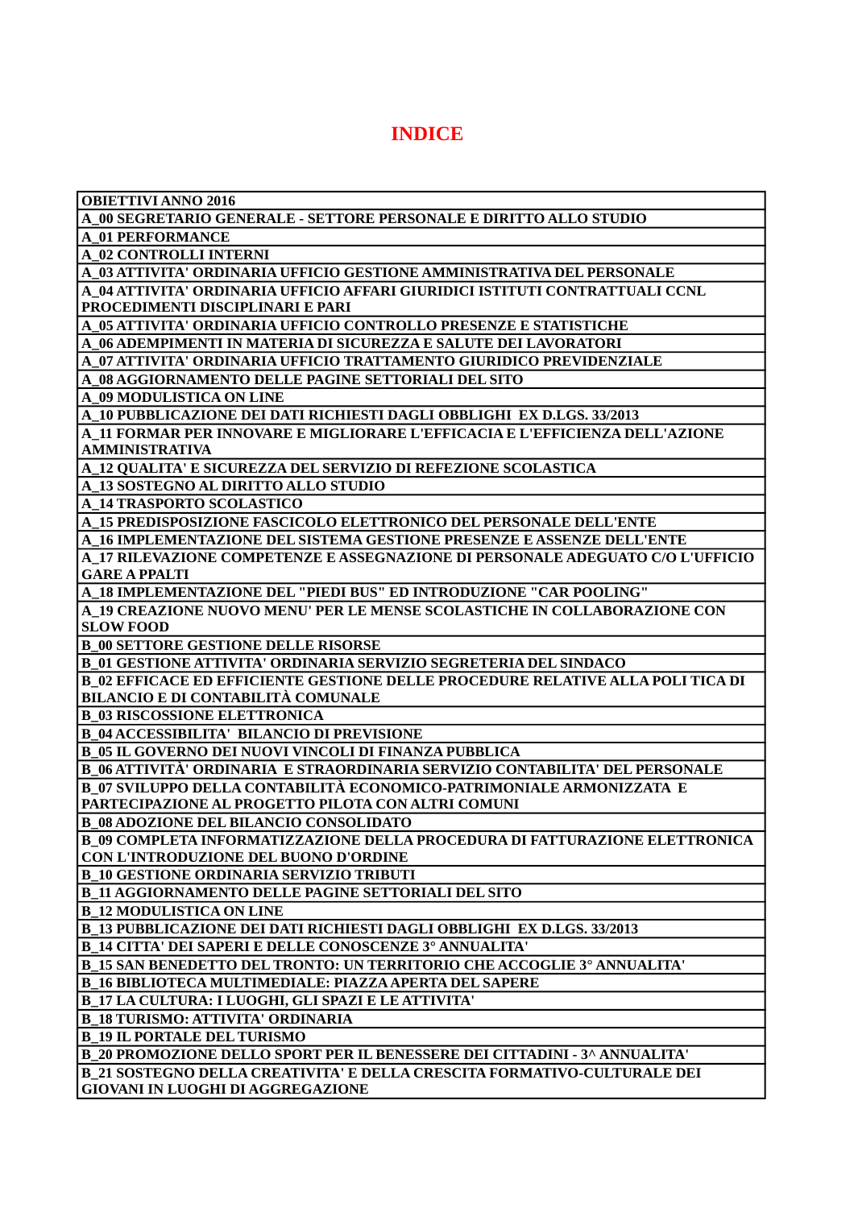# INDICE

| OBIETTIVI ANNO 2016 |
|---|
| A_00 SEGRETARIO GENERALE - SETTORE PERSONALE E DIRITTO ALLO STUDIO |
| A_01 PERFORMANCE |
| A_02 CONTROLLI INTERNI |
| A_03 ATTIVITA' ORDINARIA UFFICIO GESTIONE AMMINISTRATIVA DEL PERSONALE |
| A_04 ATTIVITA' ORDINARIA UFFICIO AFFARI GIURIDICI ISTITUTI CONTRATTUALI CCNL PROCEDIMENTI DISCIPLINARI E PARI |
| A_05 ATTIVITA' ORDINARIA UFFICIO CONTROLLO PRESENZE E STATISTICHE |
| A_06 ADEMPIMENTI IN MATERIA DI SICUREZZA E SALUTE DEI LAVORATORI |
| A_07 ATTIVITA' ORDINARIA UFFICIO TRATTAMENTO GIURIDICO PREVIDENZIALE |
| A_08 AGGIORNAMENTO DELLE PAGINE SETTORIALI DEL SITO |
| A_09 MODULISTICA ON LINE |
| A_10 PUBBLICAZIONE DEI DATI RICHIESTI DAGLI OBBLIGHI EX D.LGS. 33/2013 |
| A_11 FORMAR PER INNOVARE E MIGLIORARE L'EFFICACIA E L'EFFICIENZA DELL'AZIONE AMMINISTRATIVA |
| A_12 QUALITA' E SICUREZZA DEL SERVIZIO DI REFEZIONE SCOLASTICA |
| A_13 SOSTEGNO AL DIRITTO ALLO STUDIO |
| A_14 TRASPORTO SCOLASTICO |
| A_15 PREDISPOSIZIONE FASCICOLO ELETTRONICO DEL PERSONALE DELL'ENTE |
| A_16 IMPLEMENTAZIONE DEL SISTEMA GESTIONE PRESENZE E ASSENZE DELL'ENTE |
| A_17 RILEVAZIONE COMPETENZE E ASSEGNAZIONE DI PERSONALE ADEGUATO C/O L'UFFICIO GARE A PPALTI |
| A_18 IMPLEMENTAZIONE DEL "PIEDI BUS" ED INTRODUZIONE "CAR POOLING" |
| A_19 CREAZIONE NUOVO MENU' PER LE MENSE SCOLASTICHE IN COLLABORAZIONE CON SLOW FOOD |
| B_00 SETTORE GESTIONE DELLE RISORSE |
| B_01 GESTIONE ATTIVITA' ORDINARIA SERVIZIO SEGRETERIA DEL SINDACO |
| B_02 EFFICACE ED EFFICIENTE GESTIONE DELLE PROCEDURE RELATIVE ALLA POLI TICA DI BILANCIO E DI CONTABILITÀ COMUNALE |
| B_03 RISCOSSIONE ELETTRONICA |
| B_04 ACCESSIBILITA' BILANCIO DI PREVISIONE |
| B_05 IL GOVERNO DEI NUOVI VINCOLI DI FINANZA PUBBLICA |
| B_06 ATTIVITÀ' ORDINARIA E STRAORDINARIA SERVIZIO CONTABILITA' DEL PERSONALE |
| B_07 SVILUPPO DELLA CONTABILITÀ ECONOMICO-PATRIMONIALE ARMONIZZATA E PARTECIPAZIONE AL PROGETTO PILOTA CON ALTRI COMUNI |
| B_08 ADOZIONE DEL BILANCIO CONSOLIDATO |
| B_09 COMPLETA INFORMATIZZAZIONE DELLA PROCEDURA DI FATTURAZIONE ELETTRONICA CON L'INTRODUZIONE DEL BUONO D'ORDINE |
| B_10 GESTIONE ORDINARIA SERVIZIO TRIBUTI |
| B_11 AGGIORNAMENTO DELLE PAGINE SETTORIALI DEL SITO |
| B_12 MODULISTICA ON LINE |
| B_13 PUBBLICAZIONE DEI DATI RICHIESTI DAGLI OBBLIGHI EX D.LGS. 33/2013 |
| B_14 CITTA' DEI SAPERI E DELLE CONOSCENZE 3° ANNUALITA' |
| B_15 SAN BENEDETTO DEL TRONTO: UN TERRITORIO CHE ACCOGLIE 3° ANNUALITA' |
| B_16 BIBLIOTECA MULTIMEDIALE: PIAZZA APERTA DEL SAPERE |
| B_17 LA CULTURA: I LUOGHI, GLI SPAZI E LE ATTIVITA' |
| B_18 TURISMO: ATTIVITA' ORDINARIA |
| B_19 IL PORTALE DEL TURISMO |
| B_20 PROMOZIONE DELLO SPORT PER IL BENESSERE DEI CITTADINI - 3^ ANNUALITA' |
| B_21 SOSTEGNO DELLA CREATIVITA' E DELLA CRESCITA FORMATIVO-CULTURALE DEI GIOVANI IN LUOGHI DI AGGREGAZIONE |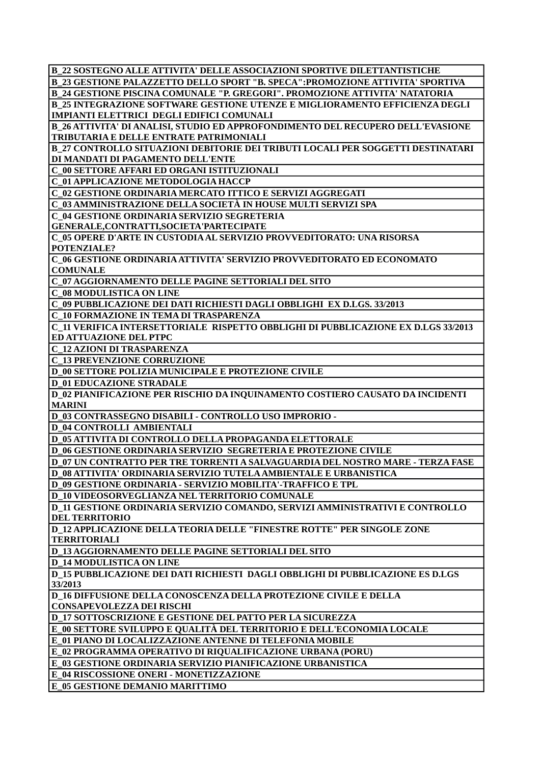| B_22 SOSTEGNO ALLE ATTIVITA' DELLE ASSOCIAZIONI SPORTIVE DILETTANTISTICHE |
|---|
| B_23 GESTIONE PALAZZETTO DELLO SPORT "B. SPECA":PROMOZIONE ATTIVITA' SPORTIVA |
| B_24 GESTIONE PISCINA COMUNALE "P. GREGORI". PROMOZIONE ATTIVITA' NATATORIA |
| B_25 INTEGRAZIONE SOFTWARE GESTIONE UTENZE E MIGLIORAMENTO EFFICIENZA DEGLI IMPIANTI ELETTRICI DEGLI EDIFICI COMUNALI |
| B_26 ATTIVITA' DI ANALISI, STUDIO ED APPROFONDIMENTO DEL RECUPERO DELL'EVASIONE TRIBUTARIA E DELLE ENTRATE PATRIMONIALI |
| B_27 CONTROLLO SITUAZIONI DEBITORIE DEI TRIBUTI LOCALI PER SOGGETTI DESTINATARI DI MANDATI DI PAGAMENTO DELL'ENTE |
| C_00 SETTORE AFFARI ED ORGANI ISTITUZIONALI |
| C_01 APPLICAZIONE METODOLOGIA HACCP |
| C_02 GESTIONE ORDINARIA MERCATO ITTICO E SERVIZI AGGREGATI |
| C_03 AMMINISTRAZIONE DELLA SOCIETÀ IN HOUSE MULTI SERVIZI SPA |
| C_04 GESTIONE ORDINARIA SERVIZIO SEGRETERIA GENERALE,CONTRATTI,SOCIETA'PARTECIPATE |
| C_05 OPERE D'ARTE IN CUSTODIA AL SERVIZIO PROVVEDITORATO: UNA RISORSA POTENZIALE? |
| C_06 GESTIONE ORDINARIA ATTIVITA' SERVIZIO PROVVEDITORATO ED ECONOMATO COMUNALE |
| C_07 AGGIORNAMENTO DELLE PAGINE SETTORIALI DEL SITO |
| C_08 MODULISTICA ON LINE |
| C_09 PUBBLICAZIONE DEI DATI RICHIESTI DAGLI OBBLIGHI EX D.LGS. 33/2013 |
| C_10 FORMAZIONE IN TEMA DI TRASPARENZA |
| C_11 VERIFICA INTERSETTORIALE RISPETTO OBBLIGHI DI PUBBLICAZIONE EX D.LGS 33/2013 ED ATTUAZIONE DEL PTPC |
| C_12 AZIONI DI TRASPARENZA |
| C_13 PREVENZIONE CORRUZIONE |
| D_00 SETTORE POLIZIA MUNICIPALE E PROTEZIONE CIVILE |
| D_01 EDUCAZIONE STRADALE |
| D_02 PIANIFICAZIONE PER RISCHIO DA INQUINAMENTO COSTIERO CAUSATO DA INCIDENTI MARINI |
| D_03 CONTRASSEGNO DISABILI - CONTROLLO USO IMPRORIO - |
| D_04 CONTROLLI AMBIENTALI |
| D_05 ATTIVITA DI CONTROLLO DELLA PROPAGANDA ELETTORALE |
| D_06 GESTIONE ORDINARIA SERVIZIO SEGRETERIA E PROTEZIONE CIVILE |
| D_07 UN CONTRATTO PER TRE TORRENTI A SALVAGUARDIA DEL NOSTRO MARE - TERZA FASE |
| D_08 ATTIVITA' ORDINARIA SERVIZIO TUTELA AMBIENTALE E URBANISTICA |
| D_09 GESTIONE ORDINARIA - SERVIZIO MOBILITA'-TRAFFICO E TPL |
| D_10 VIDEOSORVEGLIANZA NEL TERRITORIO COMUNALE |
| D_11 GESTIONE ORDINARIA SERVIZIO COMANDO, SERVIZI AMMINISTRATIVI E CONTROLLO DEL TERRITORIO |
| D_12 APPLICAZIONE DELLA TEORIA DELLE "FINESTRE ROTTE" PER SINGOLE ZONE TERRITORIALI |
| D_13 AGGIORNAMENTO DELLE PAGINE SETTORIALI DEL SITO |
| D_14 MODULISTICA ON LINE |
| D_15 PUBBLICAZIONE DEI DATI RICHIESTI DAGLI OBBLIGHI DI PUBBLICAZIONE ES D.LGS 33/2013 |
| D_16 DIFFUSIONE DELLA CONOSCENZA DELLA PROTEZIONE CIVILE E DELLA CONSAPEVOLEZZA DEI RISCHI |
| D_17 SOTTOSCRIZIONE E GESTIONE DEL PATTO PER LA SICUREZZA |
| E_00 SETTORE SVILUPPO E QUALITÀ DEL TERRITORIO E DELL'ECONOMIA LOCALE |
| E_01 PIANO DI LOCALIZZAZIONE ANTENNE DI TELEFONIA MOBILE |
| E_02 PROGRAMMA OPERATIVO DI RIQUALIFICAZIONE URBANA (PORU) |
| E_03 GESTIONE ORDINARIA SERVIZIO PIANIFICAZIONE URBANISTICA |
| E_04 RISCOSSIONE ONERI - MONETIZZAZIONE |
| E_05 GESTIONE DEMANIO MARITTIMO |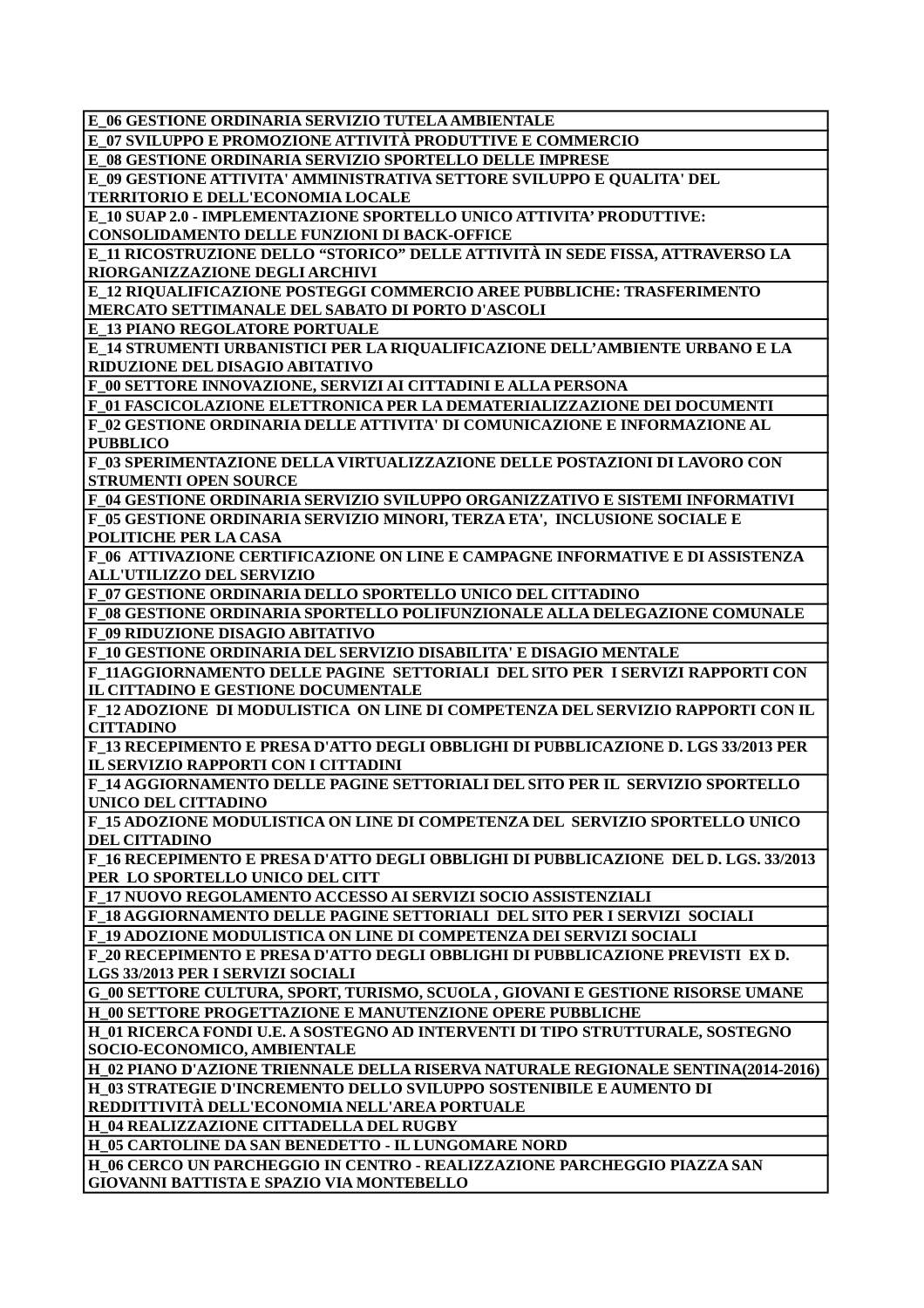| E_06 GESTIONE ORDINARIA SERVIZIO TUTELA AMBIENTALE |
|---|
| E_07 SVILUPPO E PROMOZIONE ATTIVITÀ PRODUTTIVE E COMMERCIO |
| E_08 GESTIONE ORDINARIA SERVIZIO SPORTELLO DELLE IMPRESE |
| E_09 GESTIONE ATTIVITA' AMMINISTRATIVA SETTORE SVILUPPO E QUALITA' DEL TERRITORIO E DELL'ECONOMIA LOCALE |
| E_10 SUAP 2.0 - IMPLEMENTAZIONE SPORTELLO UNICO ATTIVITA' PRODUTTIVE: CONSOLIDAMENTO DELLE FUNZIONI DI BACK-OFFICE |
| E_11 RICOSTRUZIONE DELLO "STORICO" DELLE ATTIVITÀ IN SEDE FISSA, ATTRAVERSO LA RIORGANIZZAZIONE DEGLI ARCHIVI |
| E_12 RIQUALIFICAZIONE POSTEGGI COMMERCIO AREE PUBBLICHE: TRASFERIMENTO MERCATO SETTIMANALE DEL SABATO DI PORTO D'ASCOLI |
| E_13 PIANO REGOLATORE PORTUALE |
| E_14 STRUMENTI URBANISTICI PER LA RIQUALIFICAZIONE DELL'AMBIENTE URBANO E LA RIDUZIONE DEL DISAGIO ABITATIVO |
| F_00 SETTORE INNOVAZIONE, SERVIZI AI CITTADINI E ALLA PERSONA |
| F_01 FASCICOLAZIONE ELETTRONICA PER LA DEMATERIALIZZAZIONE DEI DOCUMENTI |
| F_02 GESTIONE ORDINARIA DELLE ATTIVITA' DI COMUNICAZIONE E INFORMAZIONE AL PUBBLICO |
| F_03 SPERIMENTAZIONE DELLA VIRTUALIZZAZIONE DELLE POSTAZIONI DI LAVORO CON STRUMENTI OPEN SOURCE |
| F_04 GESTIONE ORDINARIA SERVIZIO SVILUPPO ORGANIZZATIVO E SISTEMI INFORMATIVI |
| F_05 GESTIONE ORDINARIA SERVIZIO MINORI, TERZA ETA', INCLUSIONE SOCIALE E POLITICHE PER LA CASA |
| F_06 ATTIVAZIONE CERTIFICAZIONE ON LINE E CAMPAGNE INFORMATIVE E DI ASSISTENZA ALL'UTILIZZO DEL SERVIZIO |
| F_07 GESTIONE ORDINARIA DELLO SPORTELLO UNICO DEL CITTADINO |
| F_08 GESTIONE ORDINARIA SPORTELLO POLIFUNZIONALE ALLA DELEGAZIONE COMUNALE |
| F_09 RIDUZIONE DISAGIO ABITATIVO |
| F_10 GESTIONE ORDINARIA DEL SERVIZIO DISABILITA' E DISAGIO MENTALE |
| F_11AGGIORNAMENTO DELLE PAGINE SETTORIALI DEL SITO PER I SERVIZI RAPPORTI CON IL CITTADINO E GESTIONE DOCUMENTALE |
| F_12 ADOZIONE DI MODULISTICA ON LINE DI COMPETENZA DEL SERVIZIO RAPPORTI CON IL CITTADINO |
| F_13 RECEPIMENTO E PRESA D'ATTO DEGLI OBBLIGHI DI PUBBLICAZIONE D. LGS 33/2013 PER IL SERVIZIO RAPPORTI CON I CITTADINI |
| F_14 AGGIORNAMENTO DELLE PAGINE SETTORIALI DEL SITO PER IL SERVIZIO SPORTELLO UNICO DEL CITTADINO |
| F_15 ADOZIONE MODULISTICA ON LINE DI COMPETENZA DEL SERVIZIO SPORTELLO UNICO DEL CITTADINO |
| F_16 RECEPIMENTO E PRESA D'ATTO DEGLI OBBLIGHI DI PUBBLICAZIONE DEL D. LGS. 33/2013 PER LO SPORTELLO UNICO DEL CITT |
| F_17 NUOVO REGOLAMENTO ACCESSO AI SERVIZI SOCIO ASSISTENZIALI |
| F_18 AGGIORNAMENTO DELLE PAGINE SETTORIALI DEL SITO PER I SERVIZI SOCIALI |
| F_19 ADOZIONE MODULISTICA ON LINE DI COMPETENZA DEI SERVIZI SOCIALI |
| F_20 RECEPIMENTO E PRESA D'ATTO DEGLI OBBLIGHI DI PUBBLICAZIONE PREVISTI EX D. LGS 33/2013 PER I SERVIZI SOCIALI |
| G_00 SETTORE CULTURA, SPORT, TURISMO, SCUOLA , GIOVANI E GESTIONE RISORSE UMANE |
| H_00 SETTORE PROGETTAZIONE E MANUTENZIONE OPERE PUBBLICHE |
| H_01 RICERCA FONDI U.E. A SOSTEGNO AD INTERVENTI DI TIPO STRUTTURALE, SOSTEGNO SOCIO-ECONOMICO, AMBIENTALE |
| H_02 PIANO D'AZIONE TRIENNALE DELLA RISERVA NATURALE REGIONALE SENTINA(2014-2016) |
| H_03 STRATEGIE D'INCREMENTO DELLO SVILUPPO SOSTENIBILE E AUMENTO DI REDDITTIVITÀ DELL'ECONOMIA NELL'AREA PORTUALE |
| H_04 REALIZZAZIONE CITTADELLA DEL RUGBY |
| H_05 CARTOLINE DA SAN BENEDETTO - IL LUNGOMARE NORD |
| H_06 CERCO UN PARCHEGGIO IN CENTRO - REALIZZAZIONE PARCHEGGIO PIAZZA SAN GIOVANNI BATTISTA E SPAZIO VIA MONTEBELLO |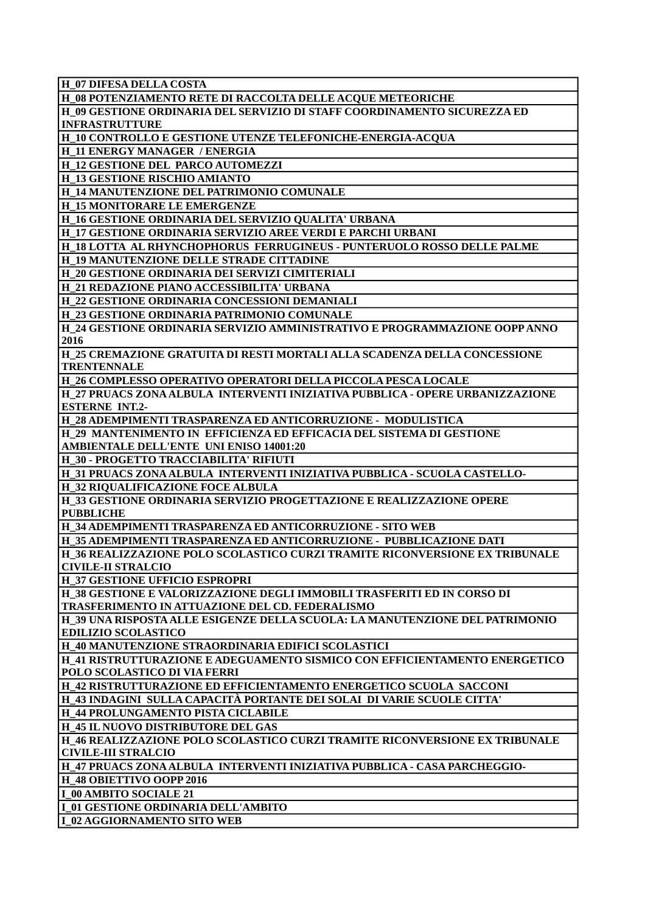| H_07 DIFESA DELLA COSTA |
|---|
| H_08 POTENZIAMENTO RETE DI RACCOLTA DELLE ACQUE METEORICHE |
| H_09 GESTIONE ORDINARIA DEL SERVIZIO DI STAFF COORDINAMENTO SICUREZZA ED INFRASTRUTTURE |
| H_10 CONTROLLO E GESTIONE UTENZE TELEFONICHE-ENERGIA-ACQUA |
| H_11 ENERGY MANAGER / ENERGIA |
| H_12 GESTIONE DEL PARCO AUTOMEZZI |
| H_13 GESTIONE RISCHIO AMIANTO |
| H_14 MANUTENZIONE DEL PATRIMONIO COMUNALE |
| H_15 MONITORARE LE EMERGENZE |
| H_16 GESTIONE ORDINARIA DEL SERVIZIO QUALITA' URBANA |
| H_17 GESTIONE ORDINARIA SERVIZIO AREE VERDI E PARCHI URBANI |
| H_18 LOTTA AL RHYNCHOPHORUS FERRUGINEUS - PUNTERUOLO ROSSO DELLE PALME |
| H_19 MANUTENZIONE DELLE STRADE CITTADINE |
| H_20 GESTIONE ORDINARIA DEI SERVIZI CIMITERIALI |
| H_21 REDAZIONE PIANO ACCESSIBILITA' URBANA |
| H_22 GESTIONE ORDINARIA CONCESSIONI DEMANIALI |
| H_23 GESTIONE ORDINARIA PATRIMONIO COMUNALE |
| H_24 GESTIONE ORDINARIA SERVIZIO AMMINISTRATIVO E PROGRAMMAZIONE OOPP ANNO 2016 |
| H_25 CREMAZIONE GRATUITA DI RESTI MORTALI ALLA SCADENZA DELLA CONCESSIONE TRENTENNALE |
| H_26 COMPLESSO OPERATIVO OPERATORI DELLA PICCOLA PESCA LOCALE |
| H_27 PRUACS ZONA ALBULA INTERVENTI INIZIATIVA PUBBLICA - OPERE URBANIZZAZIONE ESTERNE INT.2- |
| H_28 ADEMPIMENTI TRASPARENZA ED ANTICORRUZIONE - MODULISTICA |
| H_29 MANTENIMENTO IN EFFICIENZA ED EFFICACIA DEL SISTEMA DI GESTIONE AMBIENTALE DELL'ENTE UNI ENISO 14001:20 |
| H_30 - PROGETTO TRACCIABILITA' RIFIUTI |
| H_31 PRUACS ZONA ALBULA INTERVENTI INIZIATIVA PUBBLICA - SCUOLA CASTELLO- |
| H_32 RIQUALIFICAZIONE FOCE ALBULA |
| H_33 GESTIONE ORDINARIA SERVIZIO PROGETTAZIONE E REALIZZAZIONE OPERE PUBBLICHE |
| H_34 ADEMPIMENTI TRASPARENZA ED ANTICORRUZIONE - SITO WEB |
| H_35 ADEMPIMENTI TRASPARENZA ED ANTICORRUZIONE - PUBBLICAZIONE DATI |
| H_36 REALIZZAZIONE POLO SCOLASTICO CURZI TRAMITE RICONVERSIONE EX TRIBUNALE CIVILE-II STRALCIO |
| H_37 GESTIONE UFFICIO ESPROPRI |
| H_38 GESTIONE E VALORIZZAZIONE DEGLI IMMOBILI TRASFERITI ED IN CORSO DI TRASFERIMENTO IN ATTUAZIONE DEL CD. FEDERALISMO |
| H_39 UNA RISPOSTA ALLE ESIGENZE DELLA SCUOLA: LA MANUTENZIONE DEL PATRIMONIO EDILIZIO SCOLASTICO |
| H_40 MANUTENZIONE STRAORDINARIA EDIFICI SCOLASTICI |
| H_41 RISTRUTTURAZIONE E ADEGUAMENTO SISMICO CON EFFICIENTAMENTO ENERGETICO POLO SCOLASTICO DI VIA FERRI |
| H_42 RISTRUTTURAZIONE ED EFFICIENTAMENTO ENERGETICO SCUOLA SACCONI |
| H_43 INDAGINI SULLA CAPACITÀ PORTANTE DEI SOLAI DI VARIE SCUOLE CITTA' |
| H_44 PROLUNGAMENTO PISTA CICLABILE |
| H_45 IL NUOVO DISTRIBUTORE DEL GAS |
| H_46 REALIZZAZIONE POLO SCOLASTICO CURZI TRAMITE RICONVERSIONE EX TRIBUNALE CIVILE-III STRALCIO |
| H_47 PRUACS ZONA ALBULA INTERVENTI INIZIATIVA PUBBLICA - CASA PARCHEGGIO- |
| H_48 OBIETTIVO OOPP 2016 |
| I_00 AMBITO SOCIALE 21 |
| I_01 GESTIONE ORDINARIA DELL'AMBITO |
| I_02 AGGIORNAMENTO SITO WEB |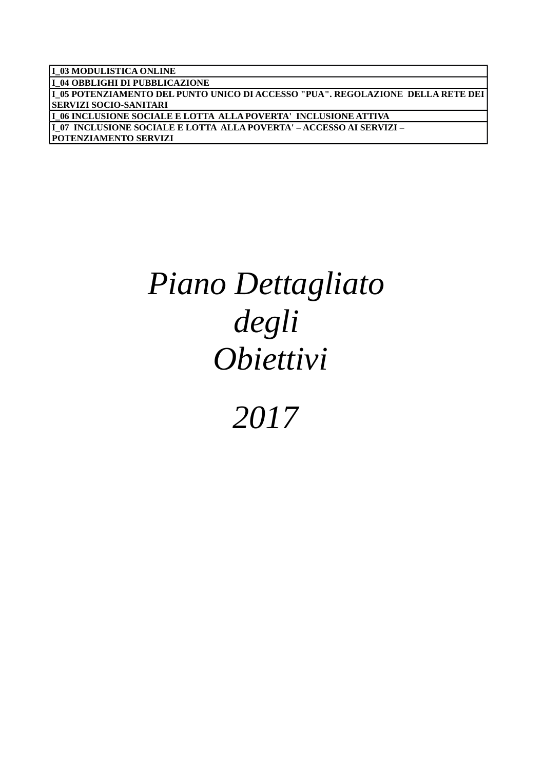| I_03 MODULISTICA ONLINE |
|---|
| I_04 OBBLIGHI DI PUBBLICAZIONE |
| I_05 POTENZIAMENTO DEL PUNTO UNICO DI ACCESSO "PUA". REGOLAZIONE DELLA RETE DEI SERVIZI SOCIO-SANITARI |
| I_06 INCLUSIONE SOCIALE E LOTTA ALLA POVERTA' INCLUSIONE ATTIVA |
| I_07 INCLUSIONE SOCIALE E LOTTA ALLA POVERTA' – ACCESSO AI SERVIZI – POTENZIAMENTO SERVIZI |

# *Piano Dettagliato degli Obiettivi*

# *2017*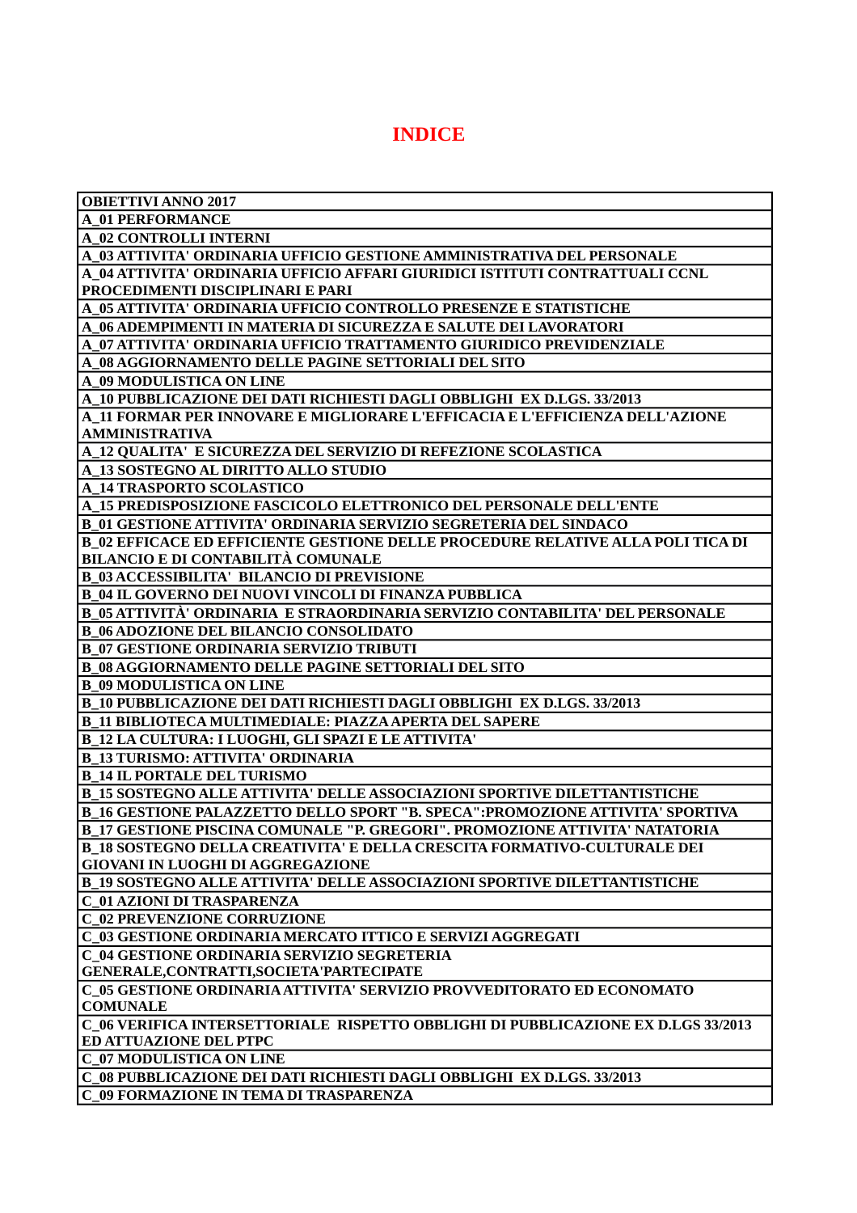# INDICE

| OBIETTIVI ANNO 2017 |
| --- |
| A_01 PERFORMANCE |
| A_02 CONTROLLI INTERNI |
| A_03 ATTIVITA' ORDINARIA UFFICIO GESTIONE AMMINISTRATIVA DEL PERSONALE |
| A_04 ATTIVITA' ORDINARIA UFFICIO AFFARI GIURIDICI ISTITUTI CONTRATTUALI CCNL PROCEDIMENTI DISCIPLINARI E PARI |
| A_05 ATTIVITA' ORDINARIA UFFICIO CONTROLLO PRESENZE E STATISTICHE |
| A_06 ADEMPIMENTI IN MATERIA DI SICUREZZA E SALUTE DEI LAVORATORI |
| A_07 ATTIVITA' ORDINARIA UFFICIO TRATTAMENTO GIURIDICO PREVIDENZIALE |
| A_08 AGGIORNAMENTO DELLE PAGINE SETTORIALI DEL SITO |
| A_09 MODULISTICA ON LINE |
| A_10 PUBBLICAZIONE DEI DATI RICHIESTI DAGLI OBBLIGHI EX D.LGS. 33/2013 |
| A_11 FORMAR PER INNOVARE E MIGLIORARE L'EFFICACIA E L'EFFICIENZA DELL'AZIONE AMMINISTRATIVA |
| A_12 QUALITA' E SICUREZZA DEL SERVIZIO DI REFEZIONE SCOLASTICA |
| A_13 SOSTEGNO AL DIRITTO ALLO STUDIO |
| A_14 TRASPORTO SCOLASTICO |
| A_15 PREDISPOSIZIONE FASCICOLO ELETTRONICO DEL PERSONALE DELL'ENTE |
| B_01 GESTIONE ATTIVITA' ORDINARIA SERVIZIO SEGRETERIA DEL SINDACO |
| B_02 EFFICACE ED EFFICIENTE GESTIONE DELLE PROCEDURE RELATIVE ALLA POLI TICA DI BILANCIO E DI CONTABILITÀ COMUNALE |
| B_03 ACCESSIBILITA' BILANCIO DI PREVISIONE |
| B_04 IL GOVERNO DEI NUOVI VINCOLI DI FINANZA PUBBLICA |
| B_05 ATTIVITÀ' ORDINARIA E STRAORDINARIA SERVIZIO CONTABILITA' DEL PERSONALE |
| B_06 ADOZIONE DEL BILANCIO CONSOLIDATO |
| B_07 GESTIONE ORDINARIA SERVIZIO TRIBUTI |
| B_08 AGGIORNAMENTO DELLE PAGINE SETTORIALI DEL SITO |
| B_09 MODULISTICA ON LINE |
| B_10 PUBBLICAZIONE DEI DATI RICHIESTI DAGLI OBBLIGHI EX D.LGS. 33/2013 |
| B_11 BIBLIOTECA MULTIMEDIALE: PIAZZA APERTA DEL SAPERE |
| B_12 LA CULTURA: I LUOGHI, GLI SPAZI E LE ATTIVITA' |
| B_13 TURISMO: ATTIVITA' ORDINARIA |
| B_14 IL PORTALE DEL TURISMO |
| B_15 SOSTEGNO ALLE ATTIVITA' DELLE ASSOCIAZIONI SPORTIVE DILETTANTISTICHE |
| B_16 GESTIONE PALAZZETTO DELLO SPORT "B. SPECA":PROMOZIONE ATTIVITA' SPORTIVA |
| B_17 GESTIONE PISCINA COMUNALE "P. GREGORI". PROMOZIONE ATTIVITA' NATATORIA |
| B_18 SOSTEGNO DELLA CREATIVITA' E DELLA CRESCITA FORMATIVO-CULTURALE DEI GIOVANI IN LUOGHI DI AGGREGAZIONE |
| B_19 SOSTEGNO ALLE ATTIVITA' DELLE ASSOCIAZIONI SPORTIVE DILETTANTISTICHE |
| C_01 AZIONI DI TRASPARENZA |
| C_02 PREVENZIONE CORRUZIONE |
| C_03 GESTIONE ORDINARIA MERCATO ITTICO E SERVIZI AGGREGATI |
| C_04 GESTIONE ORDINARIA SERVIZIO SEGRETERIA GENERALE,CONTRATTI,SOCIETA'PARTECIPATE |
| C_05 GESTIONE ORDINARIA ATTIVITA' SERVIZIO PROVVEDITORATO ED ECONOMATO COMUNALE |
| C_06 VERIFICA INTERSETTORIALE RISPETTO OBBLIGHI DI PUBBLICAZIONE EX D.LGS 33/2013 ED ATTUAZIONE DEL PTPC |
| C_07 MODULISTICA ON LINE |
| C_08 PUBBLICAZIONE DEI DATI RICHIESTI DAGLI OBBLIGHI EX D.LGS. 33/2013 |
| C_09 FORMAZIONE IN TEMA DI TRASPARENZA |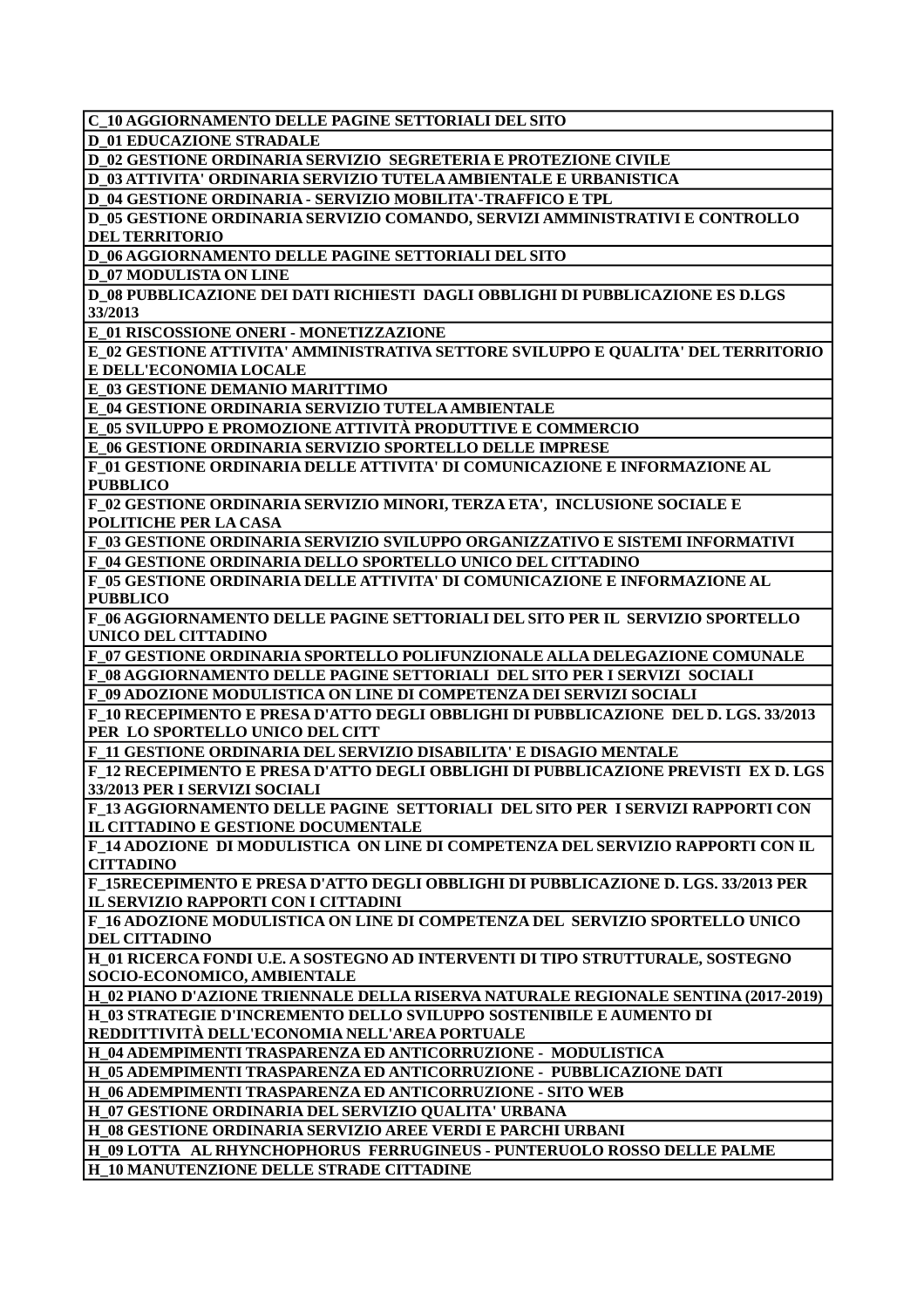| C_10 AGGIORNAMENTO DELLE PAGINE SETTORIALI DEL SITO |
|---|
| D_01 EDUCAZIONE STRADALE |
| D_02 GESTIONE ORDINARIA SERVIZIO SEGRETERIA E PROTEZIONE CIVILE |
| D_03 ATTIVITA' ORDINARIA SERVIZIO TUTELA AMBIENTALE E URBANISTICA |
| D_04 GESTIONE ORDINARIA - SERVIZIO MOBILITA'-TRAFFICO E TPL |
| D_05 GESTIONE ORDINARIA SERVIZIO COMANDO, SERVIZI AMMINISTRATIVI E CONTROLLO DEL TERRITORIO |
| D_06 AGGIORNAMENTO DELLE PAGINE SETTORIALI DEL SITO |
| D_07 MODULISTA ON LINE |
| D_08 PUBBLICAZIONE DEI DATI RICHIESTI DAGLI OBBLIGHI DI PUBBLICAZIONE ES D.LGS 33/2013 |
| E_01 RISCOSSIONE ONERI - MONETIZZAZIONE |
| E_02 GESTIONE ATTIVITA' AMMINISTRATIVA SETTORE SVILUPPO E QUALITA' DEL TERRITORIO E DELL'ECONOMIA LOCALE |
| E_03 GESTIONE DEMANIO MARITTIMO |
| E_04 GESTIONE ORDINARIA SERVIZIO TUTELA AMBIENTALE |
| E_05 SVILUPPO E PROMOZIONE ATTIVITÀ PRODUTTIVE E COMMERCIO |
| E_06 GESTIONE ORDINARIA SERVIZIO SPORTELLO DELLE IMPRESE |
| F_01 GESTIONE ORDINARIA DELLE ATTIVITA' DI COMUNICAZIONE E INFORMAZIONE AL PUBBLICO |
| F_02 GESTIONE ORDINARIA SERVIZIO MINORI, TERZA ETA', INCLUSIONE SOCIALE E POLITICHE PER LA CASA |
| F_03 GESTIONE ORDINARIA SERVIZIO SVILUPPO ORGANIZZATIVO E SISTEMI INFORMATIVI |
| F_04 GESTIONE ORDINARIA DELLO SPORTELLO UNICO DEL CITTADINO |
| F_05 GESTIONE ORDINARIA DELLE ATTIVITA' DI COMUNICAZIONE E INFORMAZIONE AL PUBBLICO |
| F_06 AGGIORNAMENTO DELLE PAGINE SETTORIALI DEL SITO PER IL SERVIZIO SPORTELLO UNICO DEL CITTADINO |
| F_07 GESTIONE ORDINARIA SPORTELLO POLIFUNZIONALE ALLA DELEGAZIONE COMUNALE |
| F_08 AGGIORNAMENTO DELLE PAGINE SETTORIALI DEL SITO PER I SERVIZI SOCIALI |
| F_09 ADOZIONE MODULISTICA ON LINE DI COMPETENZA DEI SERVIZI SOCIALI |
| F_10 RECEPIMENTO E PRESA D'ATTO DEGLI OBBLIGHI DI PUBBLICAZIONE DEL D. LGS. 33/2013 PER LO SPORTELLO UNICO DEL CITT |
| F_11 GESTIONE ORDINARIA DEL SERVIZIO DISABILITA' E DISAGIO MENTALE |
| F_12 RECEPIMENTO E PRESA D'ATTO DEGLI OBBLIGHI DI PUBBLICAZIONE PREVISTI EX D. LGS 33/2013 PER I SERVIZI SOCIALI |
| F_13 AGGIORNAMENTO DELLE PAGINE SETTORIALI DEL SITO PER I SERVIZI RAPPORTI CON IL CITTADINO E GESTIONE DOCUMENTALE |
| F_14 ADOZIONE DI MODULISTICA ON LINE DI COMPETENZA DEL SERVIZIO RAPPORTI CON IL CITTADINO |
| F_15RECEPIMENTO E PRESA D'ATTO DEGLI OBBLIGHI DI PUBBLICAZIONE D. LGS. 33/2013 PER IL SERVIZIO RAPPORTI CON I CITTADINI |
| F_16 ADOZIONE MODULISTICA ON LINE DI COMPETENZA DEL SERVIZIO SPORTELLO UNICO DEL CITTADINO |
| H_01 RICERCA FONDI U.E. A SOSTEGNO AD INTERVENTI DI TIPO STRUTTURALE, SOSTEGNO SOCIO-ECONOMICO, AMBIENTALE |
| H_02 PIANO D'AZIONE TRIENNALE DELLA RISERVA NATURALE REGIONALE SENTINA (2017-2019) |
| H_03 STRATEGIE D'INCREMENTO DELLO SVILUPPO SOSTENIBILE E AUMENTO DI REDDITTIVITÀ DELL'ECONOMIA NELL'AREA PORTUALE |
| H_04 ADEMPIMENTI TRASPARENZA ED ANTICORRUZIONE - MODULISTICA |
| H_05 ADEMPIMENTI TRASPARENZA ED ANTICORRUZIONE - PUBBLICAZIONE DATI |
| H_06 ADEMPIMENTI TRASPARENZA ED ANTICORRUZIONE - SITO WEB |
| H_07 GESTIONE ORDINARIA DEL SERVIZIO QUALITA' URBANA |
| H_08 GESTIONE ORDINARIA SERVIZIO AREE VERDI E PARCHI URBANI |
| H_09 LOTTA AL RHYNCHOPHORUS FERRUGINEUS - PUNTERUOLO ROSSO DELLE PALME |
| H_10 MANUTENZIONE DELLE STRADE CITTADINE |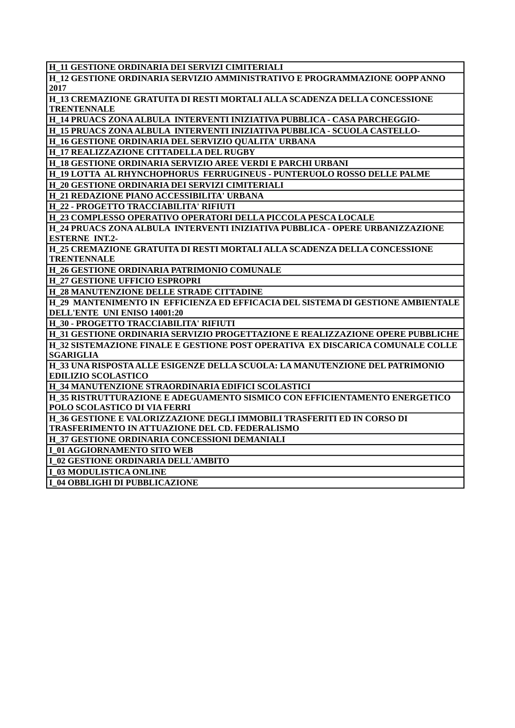| H_11 GESTIONE ORDINARIA DEI SERVIZI CIMITERIALI |
|---|
| H_12 GESTIONE ORDINARIA SERVIZIO AMMINISTRATIVO E PROGRAMMAZIONE OOPP ANNO 2017 |
| H_13 CREMAZIONE GRATUITA DI RESTI MORTALI ALLA SCADENZA DELLA CONCESSIONE TRENTENNALE |
| H_14 PRUACS ZONA ALBULA INTERVENTI INIZIATIVA PUBBLICA - CASA PARCHEGGIO- |
| H_15 PRUACS ZONA ALBULA INTERVENTI INIZIATIVA PUBBLICA - SCUOLA CASTELLO- |
| H_16 GESTIONE ORDINARIA DEL SERVIZIO QUALITA' URBANA |
| H_17 REALIZZAZIONE CITTADELLA DEL RUGBY |
| H_18 GESTIONE ORDINARIA SERVIZIO AREE VERDI E PARCHI URBANI |
| H_19 LOTTA AL RHYNCHOPHORUS FERRUGINEUS - PUNTERUOLO ROSSO DELLE PALME |
| H_20 GESTIONE ORDINARIA DEI SERVIZI CIMITERIALI |
| H_21 REDAZIONE PIANO ACCESSIBILITA' URBANA |
| H_22 - PROGETTO TRACCIABILITA' RIFIUTI |
| H_23 COMPLESSO OPERATIVO OPERATORI DELLA PICCOLA PESCA LOCALE |
| H_24 PRUACS ZONA ALBULA INTERVENTI INIZIATIVA PUBBLICA - OPERE URBANIZZAZIONE ESTERNE INT.2- |
| H_25 CREMAZIONE GRATUITA DI RESTI MORTALI ALLA SCADENZA DELLA CONCESSIONE TRENTENNALE |
| H_26 GESTIONE ORDINARIA PATRIMONIO COMUNALE |
| H_27 GESTIONE UFFICIO ESPROPRI |
| H_28 MANUTENZIONE DELLE STRADE CITTADINE |
| H_29 MANTENIMENTO IN EFFICIENZA ED EFFICACIA DEL SISTEMA DI GESTIONE AMBIENTALE DELL'ENTE UNI ENISO 14001:20 |
| H_30 - PROGETTO TRACCIABILITA' RIFIUTI |
| H_31 GESTIONE ORDINARIA SERVIZIO PROGETTAZIONE E REALIZZAZIONE OPERE PUBBLICHE |
| H_32 SISTEMAZIONE FINALE E GESTIONE POST OPERATIVA EX DISCARICA COMUNALE COLLE SGARIGLIA |
| H_33 UNA RISPOSTA ALLE ESIGENZE DELLA SCUOLA: LA MANUTENZIONE DEL PATRIMONIO EDILIZIO SCOLASTICO |
| H_34 MANUTENZIONE STRAORDINARIA EDIFICI SCOLASTICI |
| H_35 RISTRUTTURAZIONE E ADEGUAMENTO SISMICO CON EFFICIENTAMENTO ENERGETICO POLO SCOLASTICO DI VIA FERRI |
| H_36 GESTIONE E VALORIZZAZIONE DEGLI IMMOBILI TRASFERITI ED IN CORSO DI TRASFERIMENTO IN ATTUAZIONE DEL CD. FEDERALISMO |
| H_37 GESTIONE ORDINARIA CONCESSIONI DEMANIALI |
| I_01 AGGIORNAMENTO SITO WEB |
| I_02 GESTIONE ORDINARIA DELL'AMBITO |
| I_03 MODULISTICA ONLINE |
| I_04 OBBLIGHI DI PUBBLICAZIONE |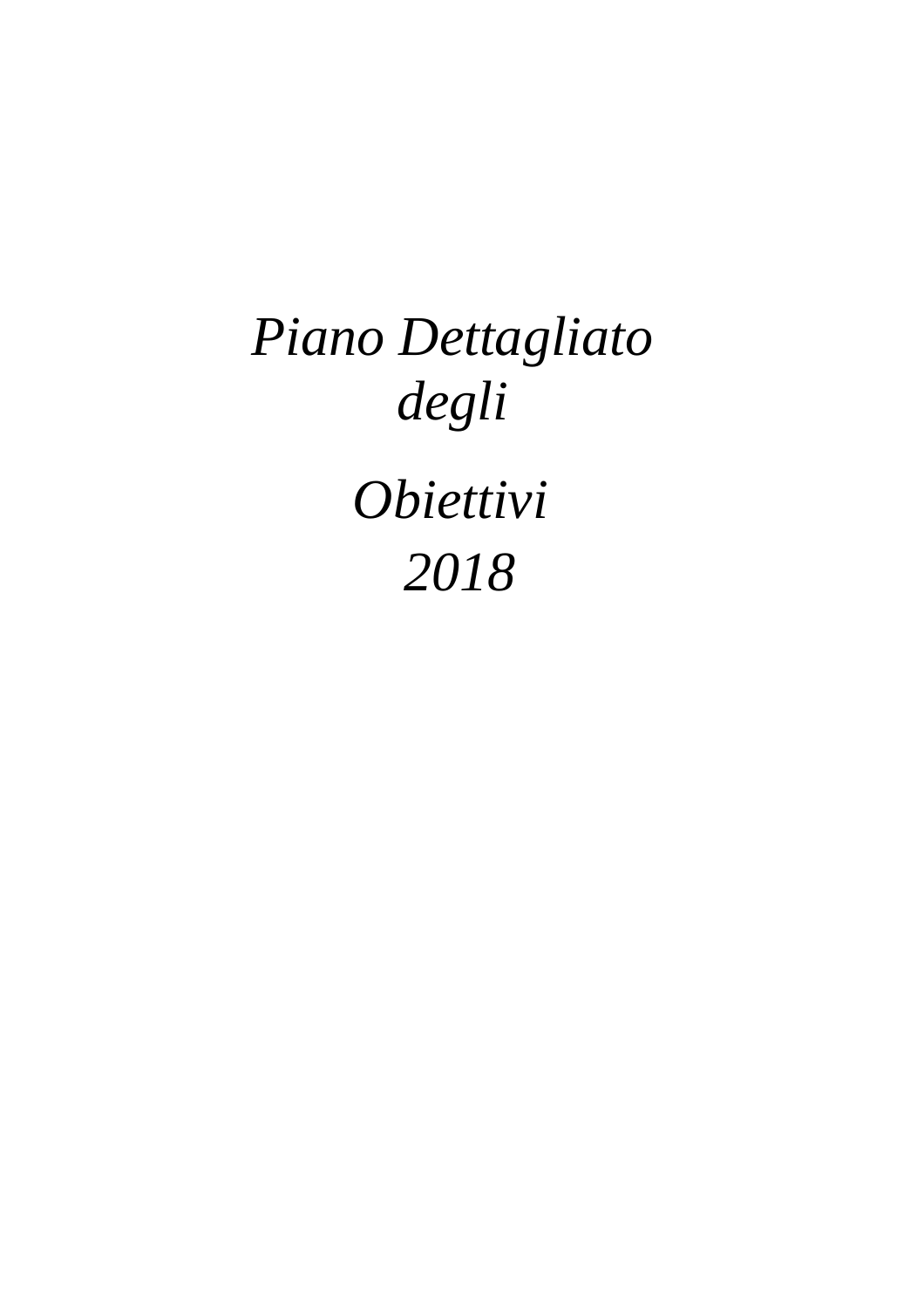# *Piano Dettagliato degli*

# *Obiettivi 2018*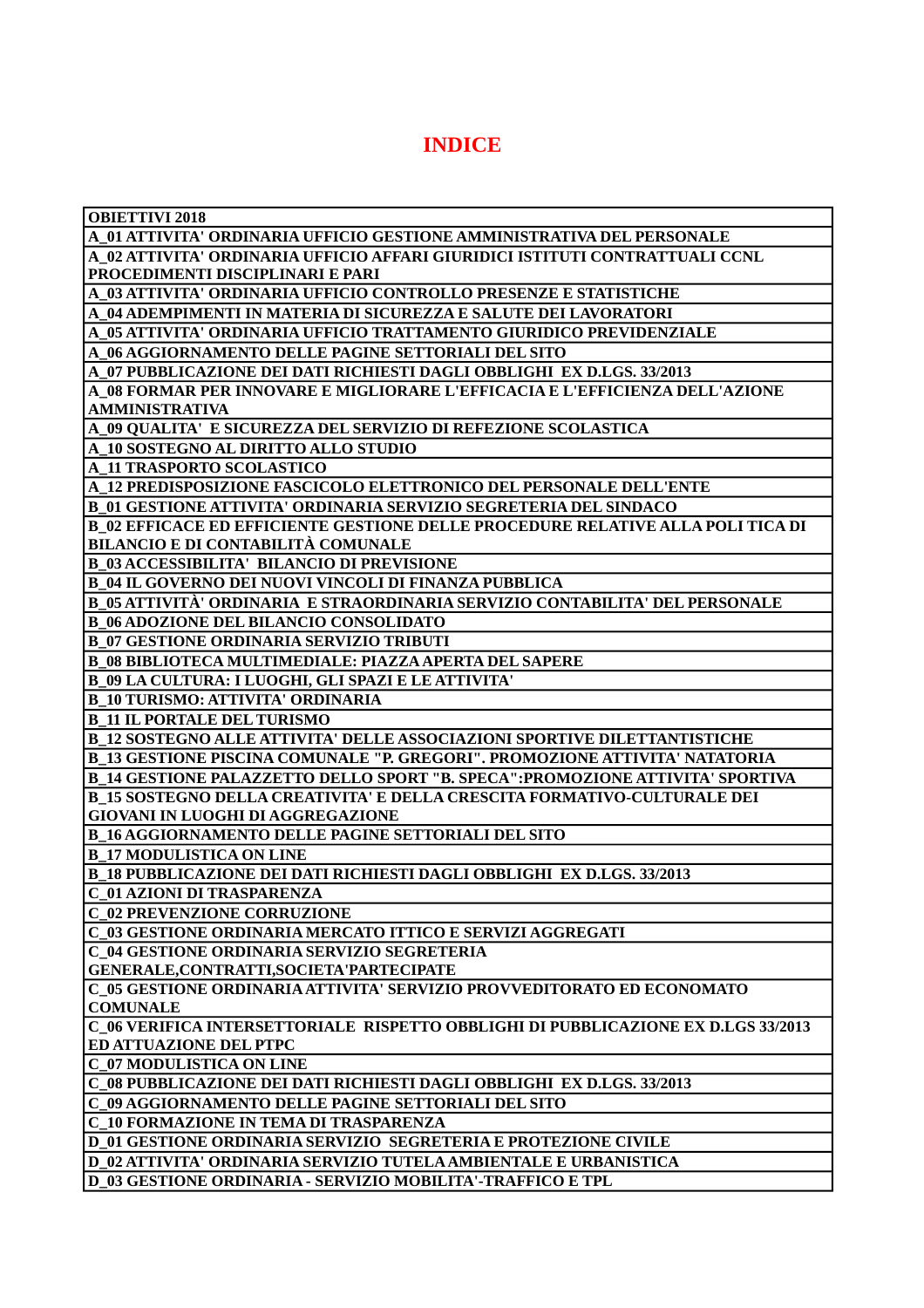# INDICE

| OBIETTIVI 2018 |
|---|
| A_01 ATTIVITA' ORDINARIA UFFICIO GESTIONE AMMINISTRATIVA DEL PERSONALE |
| A_02 ATTIVITA' ORDINARIA UFFICIO AFFARI GIURIDICI ISTITUTI CONTRATTUALI CCNL PROCEDIMENTI DISCIPLINARI E PARI |
| A_03 ATTIVITA' ORDINARIA UFFICIO CONTROLLO PRESENZE E STATISTICHE |
| A_04 ADEMPIMENTI IN MATERIA DI SICUREZZA E SALUTE DEI LAVORATORI |
| A_05 ATTIVITA' ORDINARIA UFFICIO TRATTAMENTO GIURIDICO PREVIDENZIALE |
| A_06 AGGIORNAMENTO DELLE PAGINE SETTORIALI DEL SITO |
| A_07 PUBBLICAZIONE DEI DATI RICHIESTI DAGLI OBBLIGHI EX D.LGS. 33/2013 |
| A_08 FORMAR PER INNOVARE E MIGLIORARE L'EFFICACIA E L'EFFICIENZA DELL'AZIONE AMMINISTRATIVA |
| A_09 QUALITA' E SICUREZZA DEL SERVIZIO DI REFEZIONE SCOLASTICA |
| A_10 SOSTEGNO AL DIRITTO ALLO STUDIO |
| A_11 TRASPORTO SCOLASTICO |
| A_12 PREDISPOSIZIONE FASCICOLO ELETTRONICO DEL PERSONALE DELL'ENTE |
| B_01 GESTIONE ATTIVITA' ORDINARIA SERVIZIO SEGRETERIA DEL SINDACO |
| B_02 EFFICACE ED EFFICIENTE GESTIONE DELLE PROCEDURE RELATIVE ALLA POLI TICA DI BILANCIO E DI CONTABILITÀ COMUNALE |
| B_03 ACCESSIBILITA' BILANCIO DI PREVISIONE |
| B_04 IL GOVERNO DEI NUOVI VINCOLI DI FINANZA PUBBLICA |
| B_05 ATTIVITÀ' ORDINARIA E STRAORDINARIA SERVIZIO CONTABILITA' DEL PERSONALE |
| B_06 ADOZIONE DEL BILANCIO CONSOLIDATO |
| B_07 GESTIONE ORDINARIA SERVIZIO TRIBUTI |
| B_08 BIBLIOTECA MULTIMEDIALE: PIAZZA APERTA DEL SAPERE |
| B_09 LA CULTURA: I LUOGHI, GLI SPAZI E LE ATTIVITA' |
| B_10 TURISMO: ATTIVITA' ORDINARIA |
| B_11 IL PORTALE DEL TURISMO |
| B_12 SOSTEGNO ALLE ATTIVITA' DELLE ASSOCIAZIONI SPORTIVE DILETTANTISTICHE |
| B_13 GESTIONE PISCINA COMUNALE "P. GREGORI". PROMOZIONE ATTIVITA' NATATORIA |
| B_14 GESTIONE PALAZZETTO DELLO SPORT "B. SPECA":PROMOZIONE ATTIVITA' SPORTIVA |
| B_15 SOSTEGNO DELLA CREATIVITA' E DELLA CRESCITA FORMATIVO-CULTURALE DEI GIOVANI IN LUOGHI DI AGGREGAZIONE |
| B_16 AGGIORNAMENTO DELLE PAGINE SETTORIALI DEL SITO |
| B_17 MODULISTICA ON LINE |
| B_18 PUBBLICAZIONE DEI DATI RICHIESTI DAGLI OBBLIGHI EX D.LGS. 33/2013 |
| C_01 AZIONI DI TRASPARENZA |
| C_02 PREVENZIONE CORRUZIONE |
| C_03 GESTIONE ORDINARIA MERCATO ITTICO E SERVIZI AGGREGATI |
| C_04 GESTIONE ORDINARIA SERVIZIO SEGRETERIA GENERALE,CONTRATTI,SOCIETA'PARTECIPATE |
| C_05 GESTIONE ORDINARIA ATTIVITA' SERVIZIO PROVVEDITORATO ED ECONOMATO COMUNALE |
| C_06 VERIFICA INTERSETTORIALE RISPETTO OBBLIGHI DI PUBBLICAZIONE EX D.LGS 33/2013 ED ATTUAZIONE DEL PTPC |
| C_07 MODULISTICA ON LINE |
| C_08 PUBBLICAZIONE DEI DATI RICHIESTI DAGLI OBBLIGHI EX D.LGS. 33/2013 |
| C_09 AGGIORNAMENTO DELLE PAGINE SETTORIALI DEL SITO |
| C_10 FORMAZIONE IN TEMA DI TRASPARENZA |
| D_01 GESTIONE ORDINARIA SERVIZIO SEGRETERIA E PROTEZIONE CIVILE |
| D_02 ATTIVITA' ORDINARIA SERVIZIO TUTELA AMBIENTALE E URBANISTICA |
| D_03 GESTIONE ORDINARIA - SERVIZIO MOBILITA'-TRAFFICO E TPL |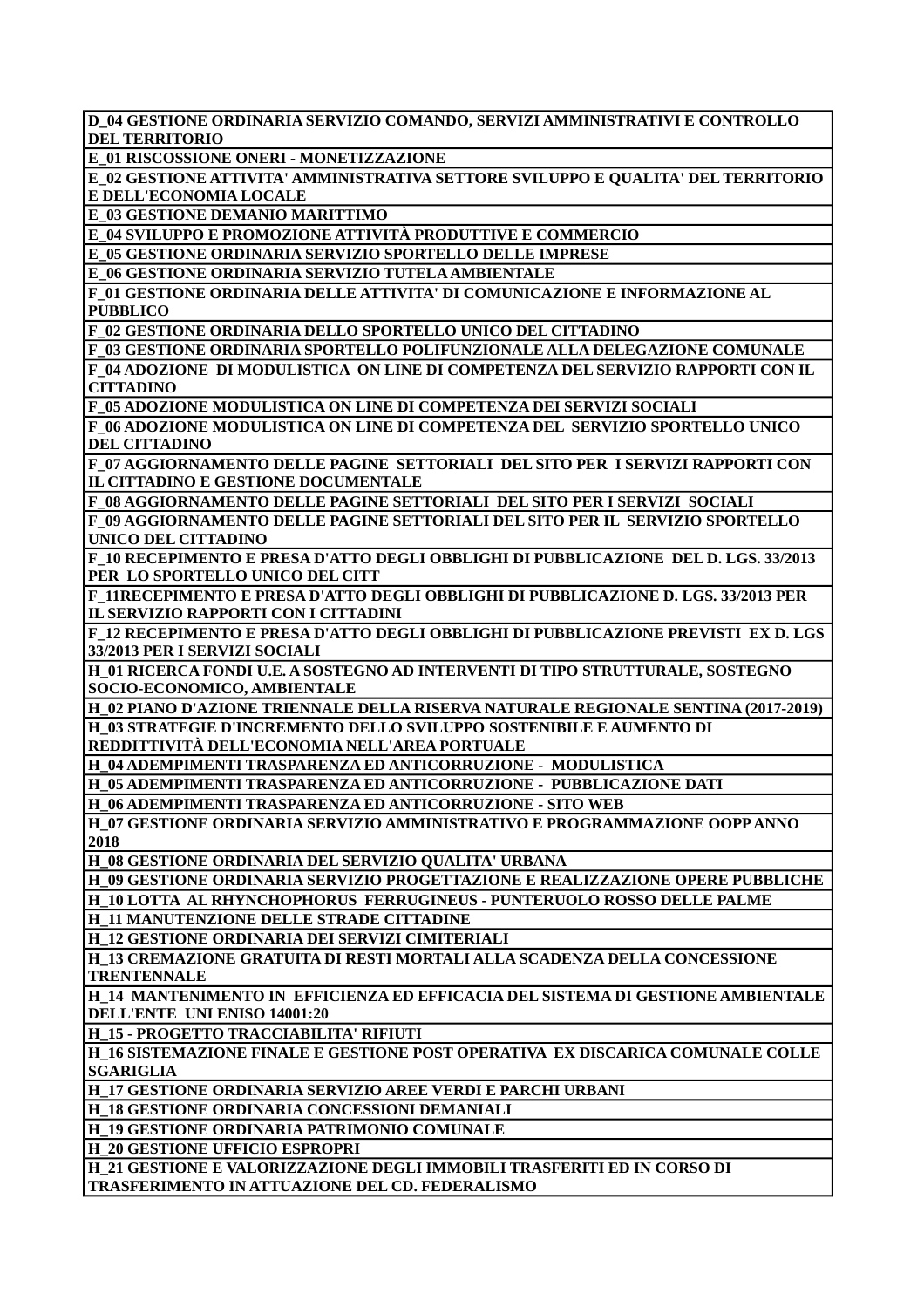| D_04 GESTIONE ORDINARIA SERVIZIO COMANDO, SERVIZI AMMINISTRATIVI E CONTROLLO DEL TERRITORIO |
|---|
| E_01 RISCOSSIONE ONERI - MONETIZZAZIONE |
| E_02 GESTIONE ATTIVITA' AMMINISTRATIVA SETTORE SVILUPPO E QUALITA' DEL TERRITORIO E DELL'ECONOMIA LOCALE |
| E_03 GESTIONE DEMANIO MARITTIMO |
| E_04 SVILUPPO E PROMOZIONE ATTIVITÀ PRODUTTIVE E COMMERCIO |
| E_05 GESTIONE ORDINARIA SERVIZIO SPORTELLO DELLE IMPRESE |
| E_06 GESTIONE ORDINARIA SERVIZIO TUTELA AMBIENTALE |
| F_01 GESTIONE ORDINARIA DELLE ATTIVITA' DI COMUNICAZIONE E INFORMAZIONE AL PUBBLICO |
| F_02 GESTIONE ORDINARIA DELLO SPORTELLO UNICO DEL CITTADINO |
| F_03 GESTIONE ORDINARIA SPORTELLO POLIFUNZIONALE ALLA DELEGAZIONE COMUNALE |
| F_04 ADOZIONE DI MODULISTICA ON LINE DI COMPETENZA DEL SERVIZIO RAPPORTI CON IL CITTADINO |
| F_05 ADOZIONE MODULISTICA ON LINE DI COMPETENZA DEI SERVIZI SOCIALI |
| F_06 ADOZIONE MODULISTICA ON LINE DI COMPETENZA DEL SERVIZIO SPORTELLO UNICO DEL CITTADINO |
| F_07 AGGIORNAMENTO DELLE PAGINE SETTORIALI DEL SITO PER I SERVIZI RAPPORTI CON IL CITTADINO E GESTIONE DOCUMENTALE |
| F_08 AGGIORNAMENTO DELLE PAGINE SETTORIALI DEL SITO PER I SERVIZI SOCIALI |
| F_09 AGGIORNAMENTO DELLE PAGINE SETTORIALI DEL SITO PER IL SERVIZIO SPORTELLO UNICO DEL CITTADINO |
| F_10 RECEPIMENTO E PRESA D'ATTO DEGLI OBBLIGHI DI PUBBLICAZIONE DEL D. LGS. 33/2013 PER LO SPORTELLO UNICO DEL CITT |
| F_11RECEPIMENTO E PRESA D'ATTO DEGLI OBBLIGHI DI PUBBLICAZIONE D. LGS. 33/2013 PER IL SERVIZIO RAPPORTI CON I CITTADINI |
| F_12 RECEPIMENTO E PRESA D'ATTO DEGLI OBBLIGHI DI PUBBLICAZIONE PREVISTI EX D. LGS 33/2013 PER I SERVIZI SOCIALI |
| H_01 RICERCA FONDI U.E. A SOSTEGNO AD INTERVENTI DI TIPO STRUTTURALE, SOSTEGNO SOCIO-ECONOMICO, AMBIENTALE |
| H_02 PIANO D'AZIONE TRIENNALE DELLA RISERVA NATURALE REGIONALE SENTINA (2017-2019) |
| H_03 STRATEGIE D'INCREMENTO DELLO SVILUPPO SOSTENIBILE E AUMENTO DI REDDITTIVITÀ DELL'ECONOMIA NELL'AREA PORTUALE |
| H_04 ADEMPIMENTI TRASPARENZA ED ANTICORRUZIONE - MODULISTICA |
| H_05 ADEMPIMENTI TRASPARENZA ED ANTICORRUZIONE - PUBBLICAZIONE DATI |
| H_06 ADEMPIMENTI TRASPARENZA ED ANTICORRUZIONE - SITO WEB |
| H_07 GESTIONE ORDINARIA SERVIZIO AMMINISTRATIVO E PROGRAMMAZIONE OOPP ANNO 2018 |
| H_08 GESTIONE ORDINARIA DEL SERVIZIO QUALITA' URBANA |
| H_09 GESTIONE ORDINARIA SERVIZIO PROGETTAZIONE E REALIZZAZIONE OPERE PUBBLICHE |
| H_10 LOTTA AL RHYNCHOPHORUS FERRUGINEUS - PUNTERUOLO ROSSO DELLE PALME |
| H_11 MANUTENZIONE DELLE STRADE CITTADINE |
| H_12 GESTIONE ORDINARIA DEI SERVIZI CIMITERIALI |
| H_13 CREMAZIONE GRATUITA DI RESTI MORTALI ALLA SCADENZA DELLA CONCESSIONE TRENTENNALE |
| H_14 MANTENIMENTO IN EFFICIENZA ED EFFICACIA DEL SISTEMA DI GESTIONE AMBIENTALE DELL'ENTE UNI ENISO 14001:20 |
| H_15 - PROGETTO TRACCIABILITA' RIFIUTI |
| H_16 SISTEMAZIONE FINALE E GESTIONE POST OPERATIVA EX DISCARICA COMUNALE COLLE SGARIGLIA |
| H_17 GESTIONE ORDINARIA SERVIZIO AREE VERDI E PARCHI URBANI |
| H_18 GESTIONE ORDINARIA CONCESSIONI DEMANIALI |
| H_19 GESTIONE ORDINARIA PATRIMONIO COMUNALE |
| H_20 GESTIONE UFFICIO ESPROPRI |
| H_21 GESTIONE E VALORIZZAZIONE DEGLI IMMOBILI TRASFERITI ED IN CORSO DI TRASFERIMENTO IN ATTUAZIONE DEL CD. FEDERALISMO |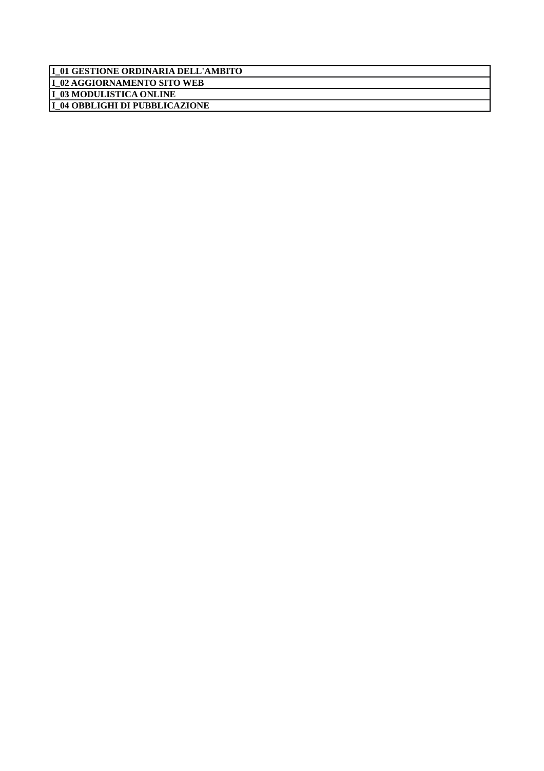| |
|---|
| **I_01 GESTIONE ORDINARIA DELL'AMBITO** |
| **I_02 AGGIORNAMENTO SITO WEB** |
| **I_03 MODULISTICA ONLINE** |
| **I_04 OBBLIGHI DI PUBBLICAZIONE** |